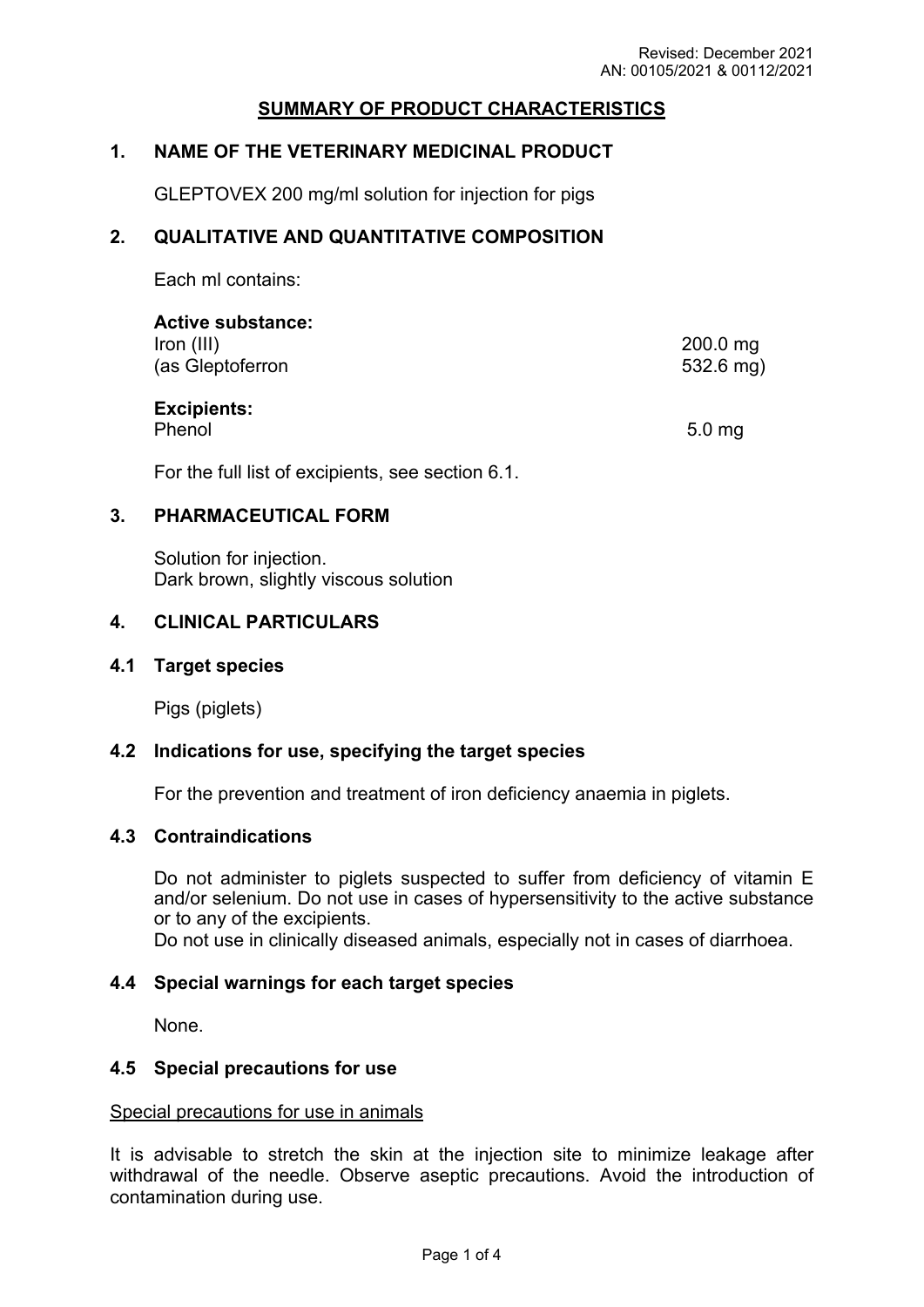Revised: December 2021
AN: 00105/2021 & 00112/2021

# SUMMARY OF PRODUCT CHARACTERISTICS

## 1. NAME OF THE VETERINARY MEDICINAL PRODUCT

GLEPTOVEX 200 mg/ml solution for injection for pigs

## 2. QUALITATIVE AND QUANTITATIVE COMPOSITION

Each ml contains:

**Active substance:**

| | |
|---|---|
| Iron (III) | 200.0 mg |
| (as Gleptoferron | 532.6 mg) |

**Excipients:**

| | |
|---|---|
| Phenol | 5.0 mg |

For the full list of excipients, see section 6.1.

## 3. PHARMACEUTICAL FORM

Solution for injection.
Dark brown, slightly viscous solution

## 4. CLINICAL PARTICULARS

### 4.1 Target species

Pigs (piglets)

### 4.2 Indications for use, specifying the target species

For the prevention and treatment of iron deficiency anaemia in piglets.

### 4.3 Contraindications

Do not administer to piglets suspected to suffer from deficiency of vitamin E and/or selenium. Do not use in cases of hypersensitivity to the active substance or to any of the excipients.
Do not use in clinically diseased animals, especially not in cases of diarrhoea.

### 4.4 Special warnings for each target species

None.

### 4.5 Special precautions for use

Special precautions for use in animals

It is advisable to stretch the skin at the injection site to minimize leakage after withdrawal of the needle. Observe aseptic precautions. Avoid the introduction of contamination during use.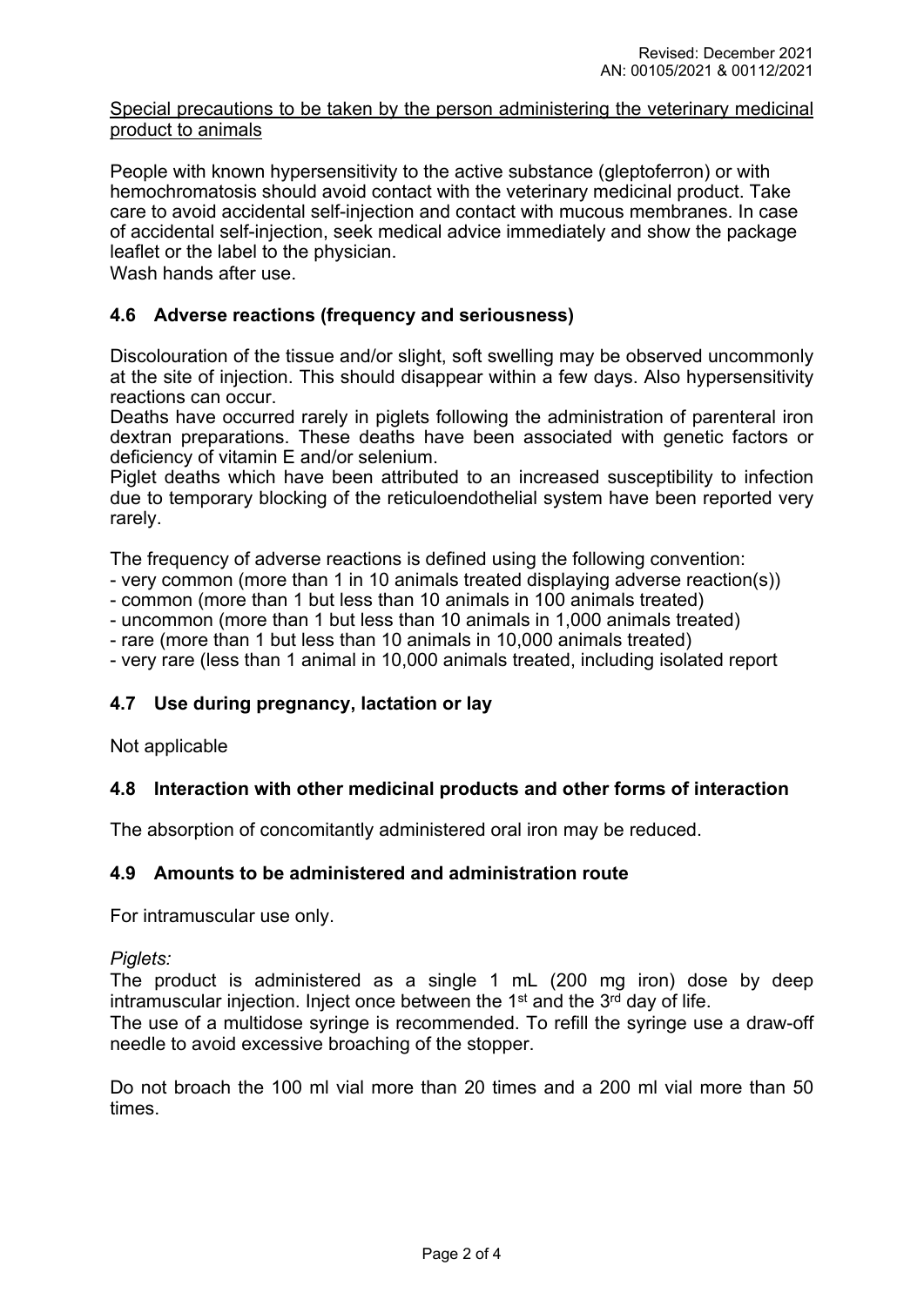Special precautions to be taken by the person administering the veterinary medicinal product to animals

People with known hypersensitivity to the active substance (gleptoferron) or with hemochromatosis should avoid contact with the veterinary medicinal product. Take care to avoid accidental self-injection and contact with mucous membranes. In case of accidental self-injection, seek medical advice immediately and show the package leaflet or the label to the physician.
Wash hands after use.

### 4.6 Adverse reactions (frequency and seriousness)

Discolouration of the tissue and/or slight, soft swelling may be observed uncommonly at the site of injection. This should disappear within a few days. Also hypersensitivity reactions can occur.
Deaths have occurred rarely in piglets following the administration of parenteral iron dextran preparations. These deaths have been associated with genetic factors or deficiency of vitamin E and/or selenium.
Piglet deaths which have been attributed to an increased susceptibility to infection due to temporary blocking of the reticuloendothelial system have been reported very rarely.

The frequency of adverse reactions is defined using the following convention:
- very common (more than 1 in 10 animals treated displaying adverse reaction(s))
- common (more than 1 but less than 10 animals in 100 animals treated)
- uncommon (more than 1 but less than 10 animals in 1,000 animals treated)
- rare (more than 1 but less than 10 animals in 10,000 animals treated)
- very rare (less than 1 animal in 10,000 animals treated, including isolated report

### 4.7 Use during pregnancy, lactation or lay

Not applicable

### 4.8 Interaction with other medicinal products and other forms of interaction

The absorption of concomitantly administered oral iron may be reduced.

### 4.9 Amounts to be administered and administration route

For intramuscular use only.

*Piglets:*
The product is administered as a single 1 mL (200 mg iron) dose by deep intramuscular injection. Inject once between the 1st and the 3rd day of life.
The use of a multidose syringe is recommended. To refill the syringe use a draw-off needle to avoid excessive broaching of the stopper.

Do not broach the 100 ml vial more than 20 times and a 200 ml vial more than 50 times.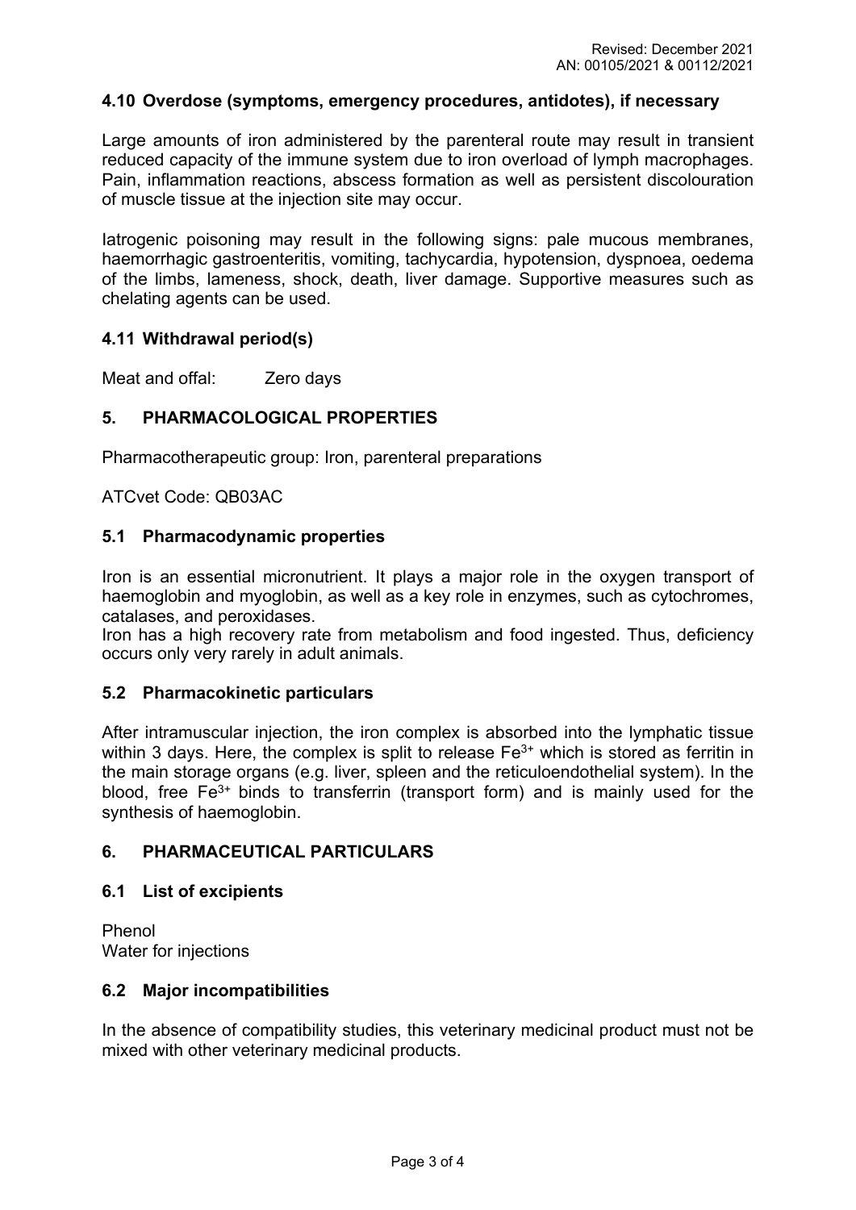### 4.10 Overdose (symptoms, emergency procedures, antidotes), if necessary

Large amounts of iron administered by the parenteral route may result in transient reduced capacity of the immune system due to iron overload of lymph macrophages. Pain, inflammation reactions, abscess formation as well as persistent discolouration of muscle tissue at the injection site may occur.

Iatrogenic poisoning may result in the following signs: pale mucous membranes, haemorrhagic gastroenteritis, vomiting, tachycardia, hypotension, dyspnoea, oedema of the limbs, lameness, shock, death, liver damage. Supportive measures such as chelating agents can be used.

### 4.11 Withdrawal period(s)

Meat and offal: Zero days

## 5. PHARMACOLOGICAL PROPERTIES

Pharmacotherapeutic group: Iron, parenteral preparations

ATCvet Code: QB03AC

### 5.1 Pharmacodynamic properties

Iron is an essential micronutrient. It plays a major role in the oxygen transport of haemoglobin and myoglobin, as well as a key role in enzymes, such as cytochromes, catalases, and peroxidases.
Iron has a high recovery rate from metabolism and food ingested. Thus, deficiency occurs only very rarely in adult animals.

### 5.2 Pharmacokinetic particulars

After intramuscular injection, the iron complex is absorbed into the lymphatic tissue within 3 days. Here, the complex is split to release $Fe^{3+}$ which is stored as ferritin in the main storage organs (e.g. liver, spleen and the reticuloendothelial system). In the blood, free $Fe^{3+}$ binds to transferrin (transport form) and is mainly used for the synthesis of haemoglobin.

## 6. PHARMACEUTICAL PARTICULARS

### 6.1 List of excipients

Phenol
Water for injections

### 6.2 Major incompatibilities

In the absence of compatibility studies, this veterinary medicinal product must not be mixed with other veterinary medicinal products.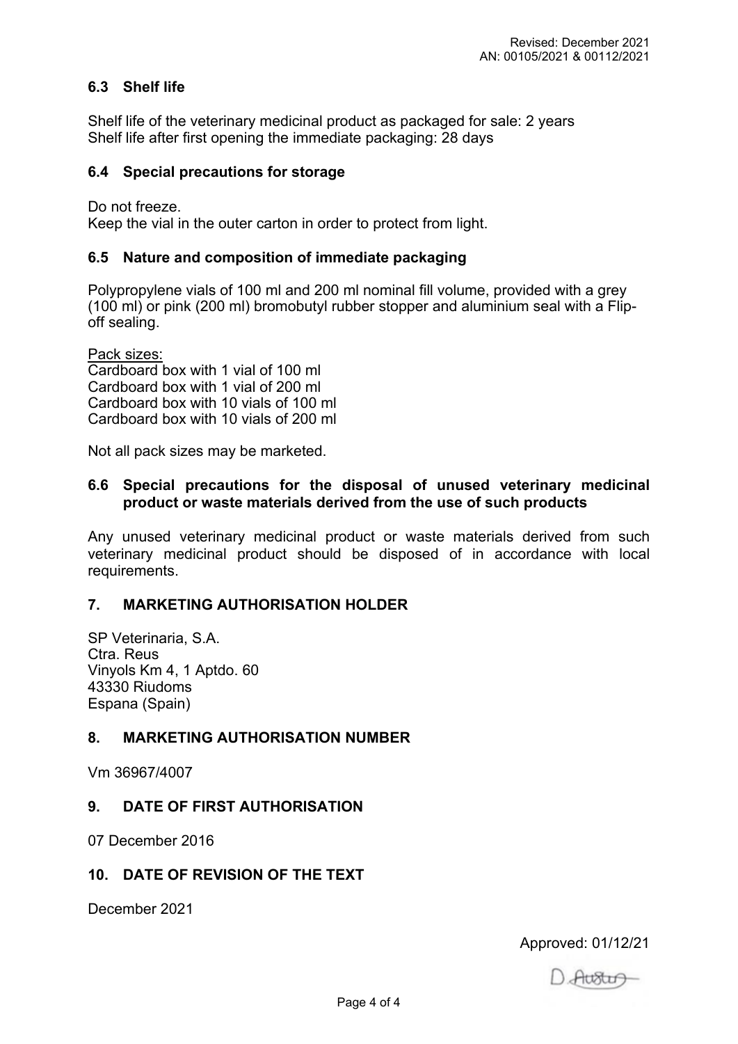Revised: December 2021
AN: 00105/2021 & 00112/2021

### 6.3 Shelf life

Shelf life of the veterinary medicinal product as packaged for sale: 2 years
Shelf life after first opening the immediate packaging: 28 days

### 6.4 Special precautions for storage

Do not freeze.
Keep the vial in the outer carton in order to protect from light.

### 6.5 Nature and composition of immediate packaging

Polypropylene vials of 100 ml and 200 ml nominal fill volume, provided with a grey (100 ml) or pink (200 ml) bromobutyl rubber stopper and aluminium seal with a Flip-off sealing.

Pack sizes:
Cardboard box with 1 vial of 100 ml
Cardboard box with 1 vial of 200 ml
Cardboard box with 10 vials of 100 ml
Cardboard box with 10 vials of 200 ml

Not all pack sizes may be marketed.

### 6.6 Special precautions for the disposal of unused veterinary medicinal product or waste materials derived from the use of such products

Any unused veterinary medicinal product or waste materials derived from such veterinary medicinal product should be disposed of in accordance with local requirements.

## 7. MARKETING AUTHORISATION HOLDER

SP Veterinaria, S.A.
Ctra. Reus
Vinyols Km 4, 1 Aptdo. 60
43330 Riudoms
Espana (Spain)

## 8. MARKETING AUTHORISATION NUMBER

Vm 36967/4007

## 9. DATE OF FIRST AUTHORISATION

07 December 2016

## 10. DATE OF REVISION OF THE TEXT

December 2021

Approved: 01/12/21

D. Austin